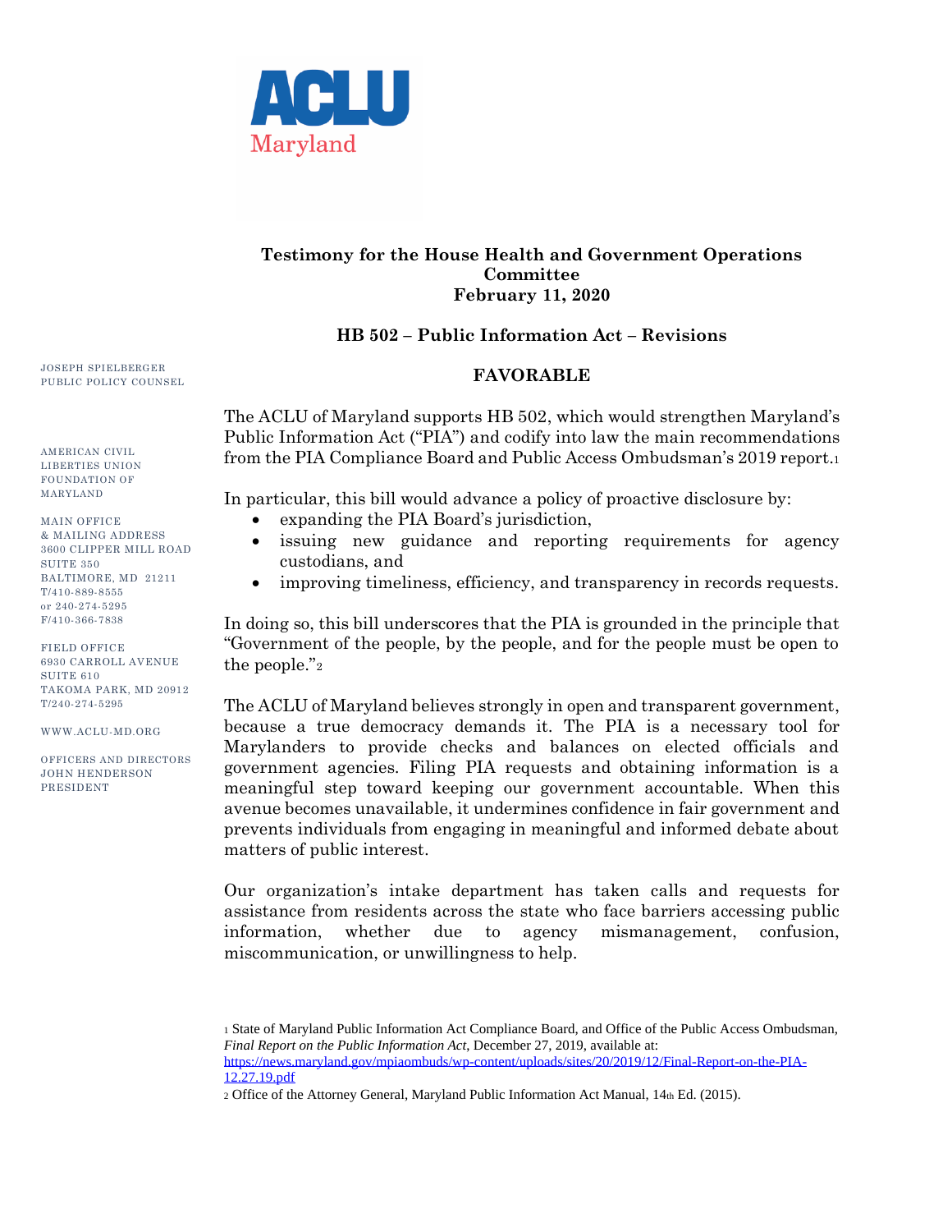ACLU Maryland

**Testimony for the House Health and Government Operations Committee**
**February 11, 2020**

**HB 502 – Public Information Act – Revisions**

**FAVORABLE**

JOSEPH SPIELBERGER
PUBLIC POLICY COUNSEL

AMERICAN CIVIL LIBERTIES UNION FOUNDATION OF MARYLAND

MAIN OFFICE
& MAILING ADDRESS
3600 CLIPPER MILL ROAD
SUITE 350
BALTIMORE, MD 21211
T/410-889-8555
or 240-274-5295
F/410-366-7838

FIELD OFFICE
6930 CARROLL AVENUE
SUITE 610
TAKOMA PARK, MD 20912
T/240-274-5295

WWW.ACLU-MD.ORG

OFFICERS AND DIRECTORS
JOHN HENDERSON
PRESIDENT

The ACLU of Maryland supports HB 502, which would strengthen Maryland's Public Information Act ("PIA") and codify into law the main recommendations from the PIA Compliance Board and Public Access Ombudsman's 2019 report.[1]

In particular, this bill would advance a policy of proactive disclosure by:

- expanding the PIA Board's jurisdiction,
- issuing new guidance and reporting requirements for agency custodians, and
- improving timeliness, efficiency, and transparency in records requests.

In doing so, this bill underscores that the PIA is grounded in the principle that "Government of the people, by the people, and for the people must be open to the people."[2]

The ACLU of Maryland believes strongly in open and transparent government, because a true democracy demands it. The PIA is a necessary tool for Marylanders to provide checks and balances on elected officials and government agencies. Filing PIA requests and obtaining information is a meaningful step toward keeping our government accountable. When this avenue becomes unavailable, it undermines confidence in fair government and prevents individuals from engaging in meaningful and informed debate about matters of public interest.

Our organization's intake department has taken calls and requests for assistance from residents across the state who face barriers accessing public information, whether due to agency mismanagement, confusion, miscommunication, or unwillingness to help.

[1] State of Maryland Public Information Act Compliance Board, and Office of the Public Access Ombudsman, *Final Report on the Public Information Act*, December 27, 2019, available at: https://news.maryland.gov/mpiaombuds/wp-content/uploads/sites/20/2019/12/Final-Report-on-the-PIA-12.27.19.pdf

[2] Office of the Attorney General, Maryland Public Information Act Manual, 14th Ed. (2015).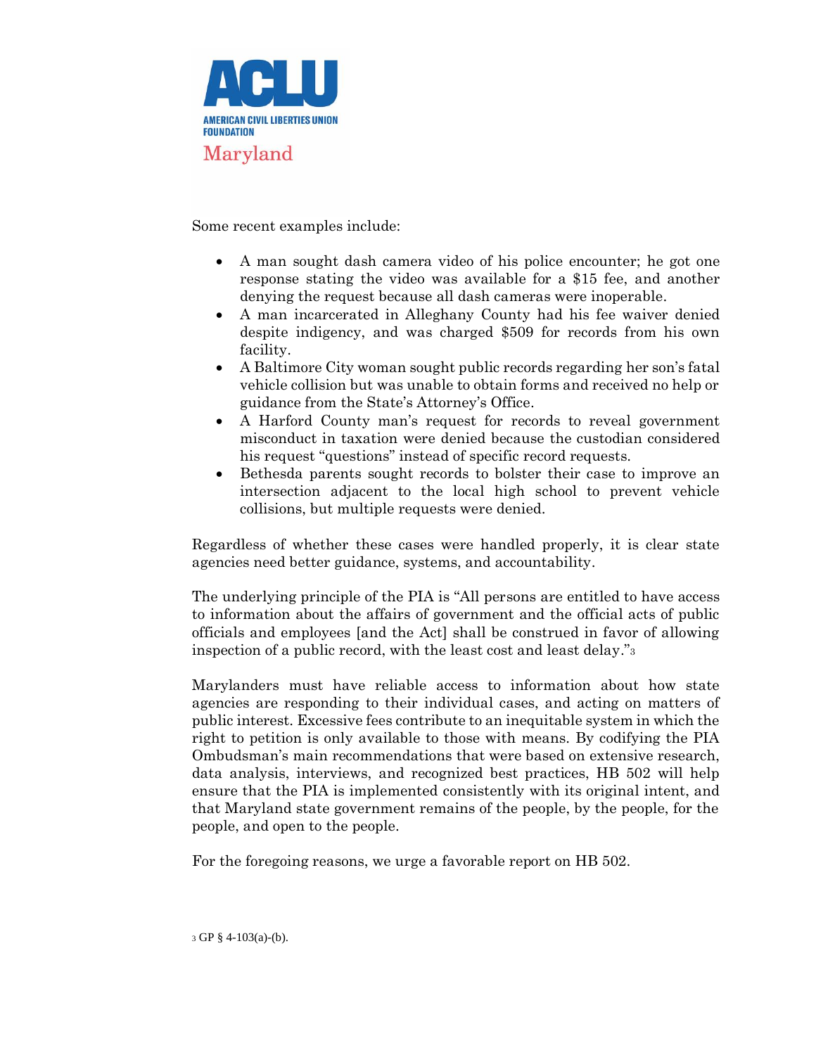Some recent examples include:

- A man sought dash camera video of his police encounter; he got one response stating the video was available for a $15 fee, and another denying the request because all dash cameras were inoperable.
- A man incarcerated in Alleghany County had his fee waiver denied despite indigency, and was charged $509 for records from his own facility.
- A Baltimore City woman sought public records regarding her son's fatal vehicle collision but was unable to obtain forms and received no help or guidance from the State's Attorney's Office.
- A Harford County man's request for records to reveal government misconduct in taxation were denied because the custodian considered his request "questions" instead of specific record requests.
- Bethesda parents sought records to bolster their case to improve an intersection adjacent to the local high school to prevent vehicle collisions, but multiple requests were denied.

Regardless of whether these cases were handled properly, it is clear state agencies need better guidance, systems, and accountability.

The underlying principle of the PIA is "All persons are entitled to have access to information about the affairs of government and the official acts of public officials and employees [and the Act] shall be construed in favor of allowing inspection of a public record, with the least cost and least delay."[3]

Marylanders must have reliable access to information about how state agencies are responding to their individual cases, and acting on matters of public interest. Excessive fees contribute to an inequitable system in which the right to petition is only available to those with means. By codifying the PIA Ombudsman's main recommendations that were based on extensive research, data analysis, interviews, and recognized best practices, HB 502 will help ensure that the PIA is implemented consistently with its original intent, and that Maryland state government remains of the people, by the people, for the people, and open to the people.

For the foregoing reasons, we urge a favorable report on HB 502.

[3] GP § 4-103(a)-(b).